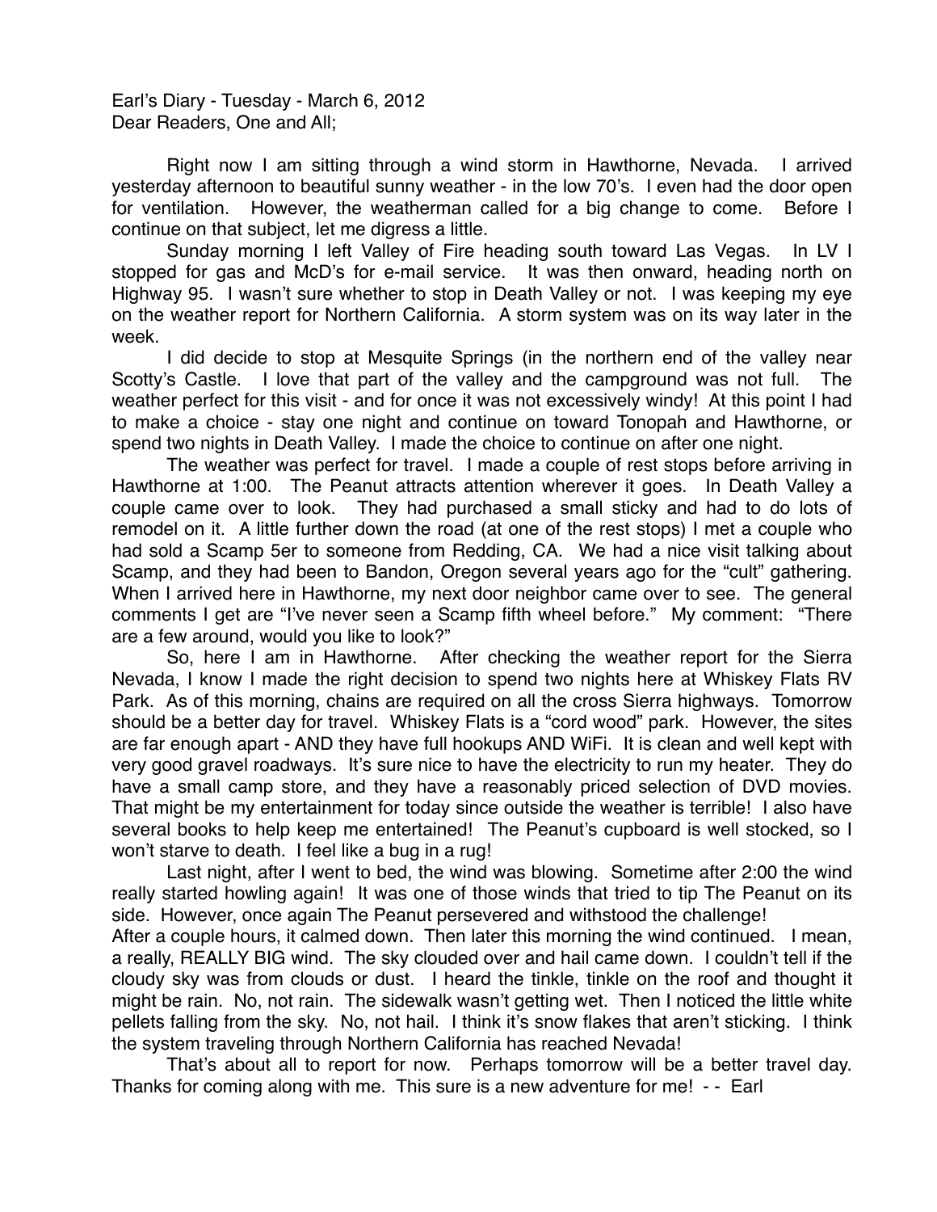Earl's Diary - Tuesday - March 6, 2012
Dear Readers, One and All;

Right now I am sitting through a wind storm in Hawthorne, Nevada. I arrived yesterday afternoon to beautiful sunny weather - in the low 70's. I even had the door open for ventilation. However, the weatherman called for a big change to come. Before I continue on that subject, let me digress a little.

Sunday morning I left Valley of Fire heading south toward Las Vegas. In LV I stopped for gas and McD's for e-mail service. It was then onward, heading north on Highway 95. I wasn't sure whether to stop in Death Valley or not. I was keeping my eye on the weather report for Northern California. A storm system was on its way later in the week.

I did decide to stop at Mesquite Springs (in the northern end of the valley near Scotty's Castle. I love that part of the valley and the campground was not full. The weather perfect for this visit - and for once it was not excessively windy! At this point I had to make a choice - stay one night and continue on toward Tonopah and Hawthorne, or spend two nights in Death Valley. I made the choice to continue on after one night.

The weather was perfect for travel. I made a couple of rest stops before arriving in Hawthorne at 1:00. The Peanut attracts attention wherever it goes. In Death Valley a couple came over to look. They had purchased a small sticky and had to do lots of remodel on it. A little further down the road (at one of the rest stops) I met a couple who had sold a Scamp 5er to someone from Redding, CA. We had a nice visit talking about Scamp, and they had been to Bandon, Oregon several years ago for the "cult" gathering. When I arrived here in Hawthorne, my next door neighbor came over to see. The general comments I get are "I've never seen a Scamp fifth wheel before." My comment: "There are a few around, would you like to look?"

So, here I am in Hawthorne. After checking the weather report for the Sierra Nevada, I know I made the right decision to spend two nights here at Whiskey Flats RV Park. As of this morning, chains are required on all the cross Sierra highways. Tomorrow should be a better day for travel. Whiskey Flats is a "cord wood" park. However, the sites are far enough apart - AND they have full hookups AND WiFi. It is clean and well kept with very good gravel roadways. It's sure nice to have the electricity to run my heater. They do have a small camp store, and they have a reasonably priced selection of DVD movies. That might be my entertainment for today since outside the weather is terrible! I also have several books to help keep me entertained! The Peanut's cupboard is well stocked, so I won't starve to death. I feel like a bug in a rug!

Last night, after I went to bed, the wind was blowing. Sometime after 2:00 the wind really started howling again! It was one of those winds that tried to tip The Peanut on its side. However, once again The Peanut persevered and withstood the challenge!
After a couple hours, it calmed down. Then later this morning the wind continued. I mean, a really, REALLY BIG wind. The sky clouded over and hail came down. I couldn't tell if the cloudy sky was from clouds or dust. I heard the tinkle, tinkle on the roof and thought it might be rain. No, not rain. The sidewalk wasn't getting wet. Then I noticed the little white pellets falling from the sky. No, not hail. I think it's snow flakes that aren't sticking. I think the system traveling through Northern California has reached Nevada!

That's about all to report for now. Perhaps tomorrow will be a better travel day. Thanks for coming along with me. This sure is a new adventure for me! - - Earl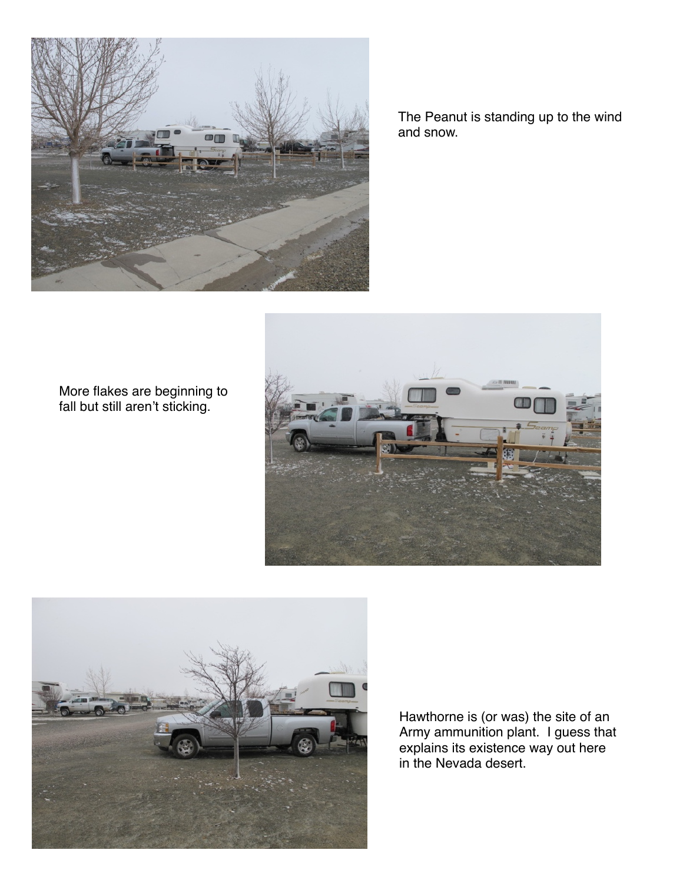The Peanut is standing up to the wind and snow.

More flakes are beginning to fall but still aren't sticking.

Hawthorne is (or was) the site of an Army ammunition plant. I guess that explains its existence way out here in the Nevada desert.